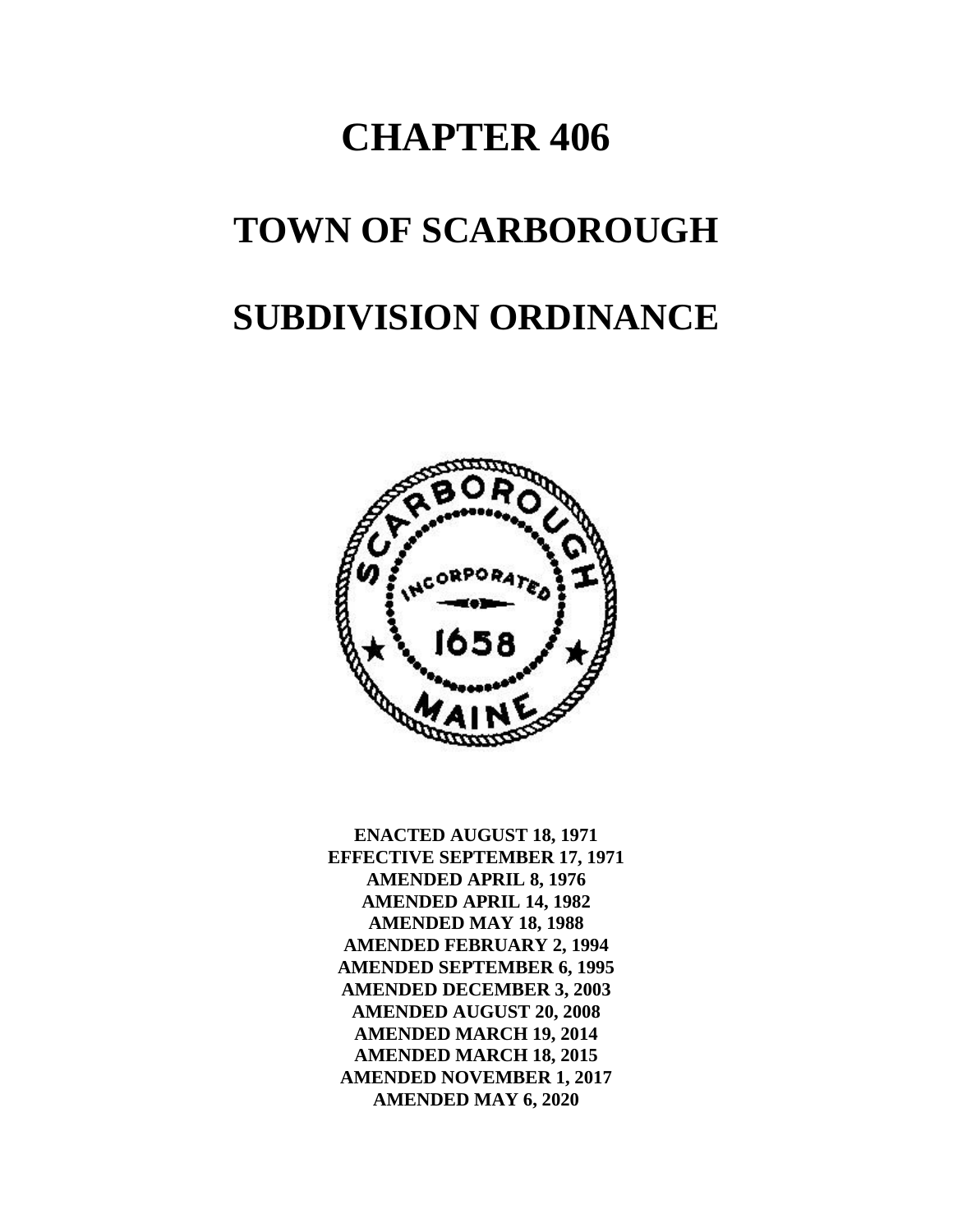# CHAPTER 406

# TOWN OF SCARBOROUGH

# SUBDIVISION ORDINANCE

**ENACTED AUGUST 18, 1971**
**EFFECTIVE SEPTEMBER 17, 1971**
**AMENDED APRIL 8, 1976**
**AMENDED APRIL 14, 1982**
**AMENDED MAY 18, 1988**
**AMENDED FEBRUARY 2, 1994**
**AMENDED SEPTEMBER 6, 1995**
**AMENDED DECEMBER 3, 2003**
**AMENDED AUGUST 20, 2008**
**AMENDED MARCH 19, 2014**
**AMENDED MARCH 18, 2015**
**AMENDED NOVEMBER 1, 2017**
**AMENDED MAY 6, 2020**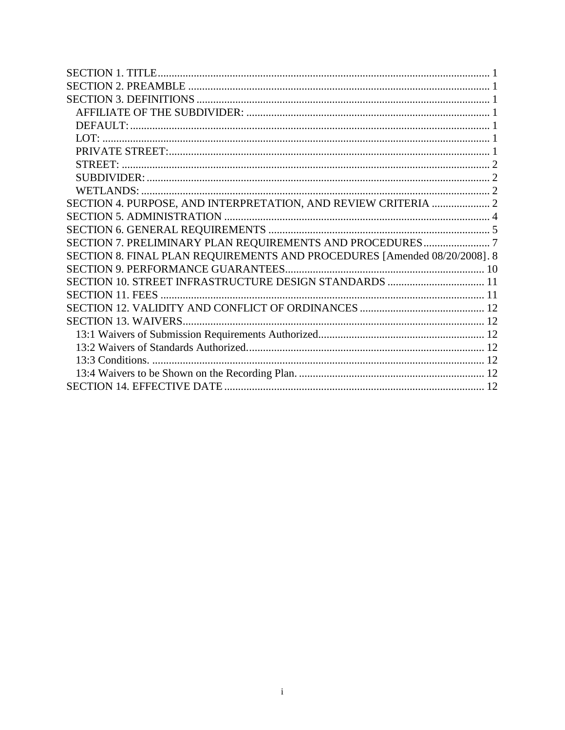SECTION 1. TITLE ........................................................................................................................ 1
SECTION 2. PREAMBLE ............................................................................................................. 1
SECTION 3. DEFINITIONS .......................................................................................................... 1
  AFFILIATE OF THE SUBDIVIDER: ........................................................................................ 1
  DEFAULT: ................................................................................................................................. 1
  LOT: ........................................................................................................................................... 1
  PRIVATE STREET: ................................................................................................................... 1
  STREET: .................................................................................................................................... 2
  SUBDIVIDER: ........................................................................................................................... 2
  WETLANDS: ............................................................................................................................. 2
SECTION 4. PURPOSE, AND INTERPRETATION, AND REVIEW CRITERIA ..................... 2
SECTION 5. ADMINISTRATION ................................................................................................ 4
SECTION 6. GENERAL REQUIREMENTS ................................................................................ 5
SECTION 7. PRELIMINARY PLAN REQUIREMENTS AND PROCEDURES ........................ 7
SECTION 8. FINAL PLAN REQUIREMENTS AND PROCEDURES [Amended 08/20/2008]. 8
SECTION 9. PERFORMANCE GUARANTEES ........................................................................ 10
SECTION 10. STREET INFRASTRUCTURE DESIGN STANDARDS .................................... 11
SECTION 11. FEES ..................................................................................................................... 11
SECTION 12. VALIDITY AND CONFLICT OF ORDINANCES ............................................. 12
SECTION 13. WAIVERS ............................................................................................................. 12
  13:1 Waivers of Submission Requirements Authorized ............................................................ 12
  13:2 Waivers of Standards Authorized ...................................................................................... 12
  13:3 Conditions. ........................................................................................................................ 12
  13:4 Waivers to be Shown on the Recording Plan. ................................................................... 12
SECTION 14. EFFECTIVE DATE .............................................................................................. 12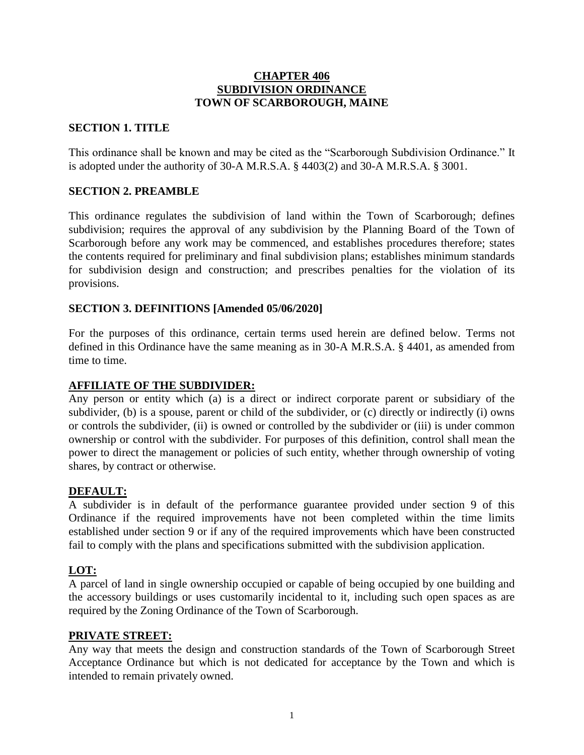# CHAPTER 406
# SUBDIVISION ORDINANCE
# TOWN OF SCARBOROUGH, MAINE

## SECTION 1. TITLE

This ordinance shall be known and may be cited as the "Scarborough Subdivision Ordinance." It is adopted under the authority of 30-A M.R.S.A. § 4403(2) and 30-A M.R.S.A. § 3001.

## SECTION 2. PREAMBLE

This ordinance regulates the subdivision of land within the Town of Scarborough; defines subdivision; requires the approval of any subdivision by the Planning Board of the Town of Scarborough before any work may be commenced, and establishes procedures therefore; states the contents required for preliminary and final subdivision plans; establishes minimum standards for subdivision design and construction; and prescribes penalties for the violation of its provisions.

## SECTION 3. DEFINITIONS [Amended 05/06/2020]

For the purposes of this ordinance, certain terms used herein are defined below. Terms not defined in this Ordinance have the same meaning as in 30-A M.R.S.A. § 4401, as amended from time to time.

### AFFILIATE OF THE SUBDIVIDER:

Any person or entity which (a) is a direct or indirect corporate parent or subsidiary of the subdivider, (b) is a spouse, parent or child of the subdivider, or (c) directly or indirectly (i) owns or controls the subdivider, (ii) is owned or controlled by the subdivider or (iii) is under common ownership or control with the subdivider. For purposes of this definition, control shall mean the power to direct the management or policies of such entity, whether through ownership of voting shares, by contract or otherwise.

### DEFAULT:

A subdivider is in default of the performance guarantee provided under section 9 of this Ordinance if the required improvements have not been completed within the time limits established under section 9 or if any of the required improvements which have been constructed fail to comply with the plans and specifications submitted with the subdivision application.

### LOT:

A parcel of land in single ownership occupied or capable of being occupied by one building and the accessory buildings or uses customarily incidental to it, including such open spaces as are required by the Zoning Ordinance of the Town of Scarborough.

### PRIVATE STREET:

Any way that meets the design and construction standards of the Town of Scarborough Street Acceptance Ordinance but which is not dedicated for acceptance by the Town and which is intended to remain privately owned.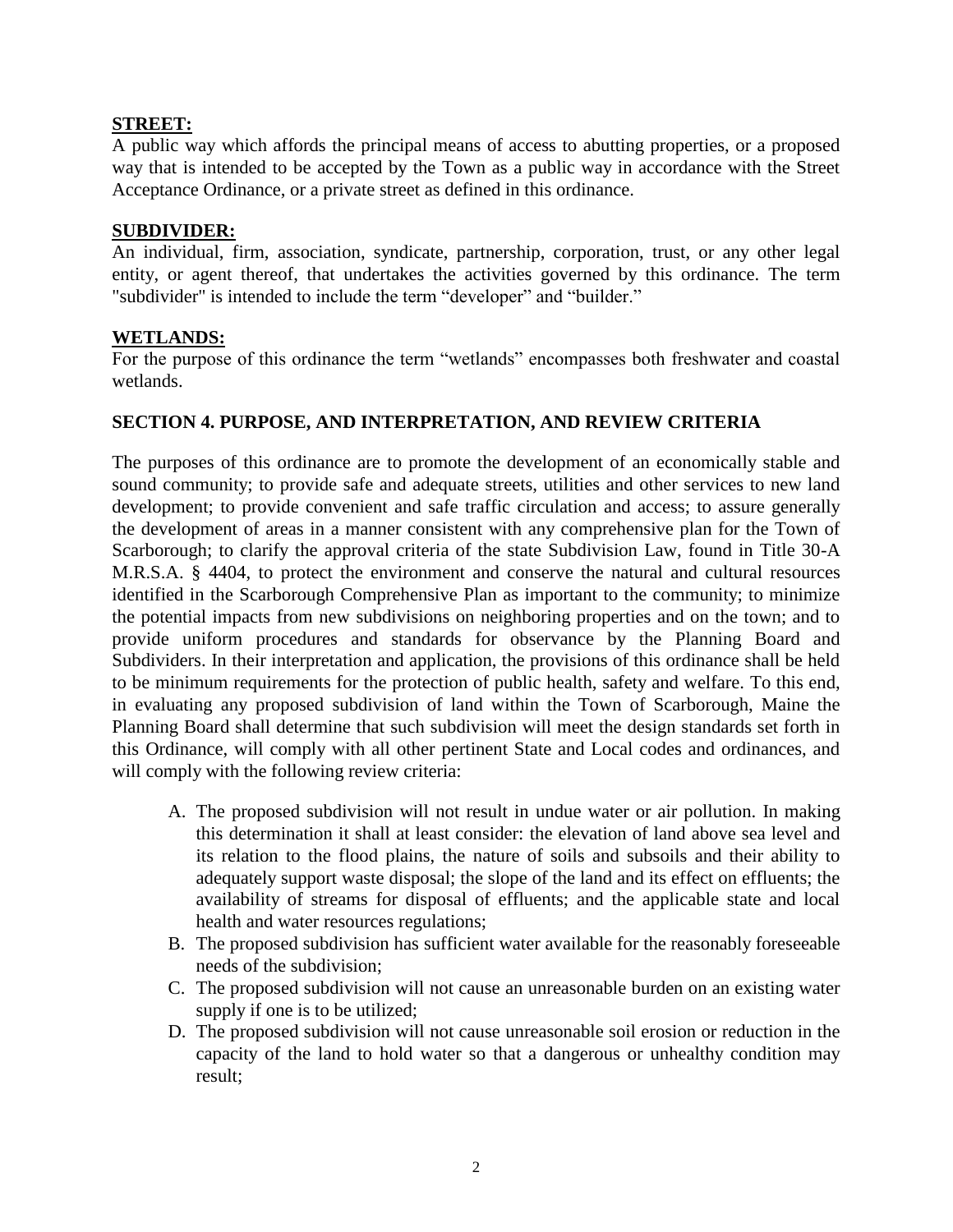**STREET:**
A public way which affords the principal means of access to abutting properties, or a proposed way that is intended to be accepted by the Town as a public way in accordance with the Street Acceptance Ordinance, or a private street as defined in this ordinance.

**SUBDIVIDER:**
An individual, firm, association, syndicate, partnership, corporation, trust, or any other legal entity, or agent thereof, that undertakes the activities governed by this ordinance. The term "subdivider" is intended to include the term "developer" and "builder."

**WETLANDS:**
For the purpose of this ordinance the term "wetlands" encompasses both freshwater and coastal wetlands.

**SECTION 4. PURPOSE, AND INTERPRETATION, AND REVIEW CRITERIA**

The purposes of this ordinance are to promote the development of an economically stable and sound community; to provide safe and adequate streets, utilities and other services to new land development; to provide convenient and safe traffic circulation and access; to assure generally the development of areas in a manner consistent with any comprehensive plan for the Town of Scarborough; to clarify the approval criteria of the state Subdivision Law, found in Title 30-A M.R.S.A. § 4404, to protect the environment and conserve the natural and cultural resources identified in the Scarborough Comprehensive Plan as important to the community; to minimize the potential impacts from new subdivisions on neighboring properties and on the town; and to provide uniform procedures and standards for observance by the Planning Board and Subdividers. In their interpretation and application, the provisions of this ordinance shall be held to be minimum requirements for the protection of public health, safety and welfare. To this end, in evaluating any proposed subdivision of land within the Town of Scarborough, Maine the Planning Board shall determine that such subdivision will meet the design standards set forth in this Ordinance, will comply with all other pertinent State and Local codes and ordinances, and will comply with the following review criteria:

A. The proposed subdivision will not result in undue water or air pollution. In making this determination it shall at least consider: the elevation of land above sea level and its relation to the flood plains, the nature of soils and subsoils and their ability to adequately support waste disposal; the slope of the land and its effect on effluents; the availability of streams for disposal of effluents; and the applicable state and local health and water resources regulations;
B. The proposed subdivision has sufficient water available for the reasonably foreseeable needs of the subdivision;
C. The proposed subdivision will not cause an unreasonable burden on an existing water supply if one is to be utilized;
D. The proposed subdivision will not cause unreasonable soil erosion or reduction in the capacity of the land to hold water so that a dangerous or unhealthy condition may result;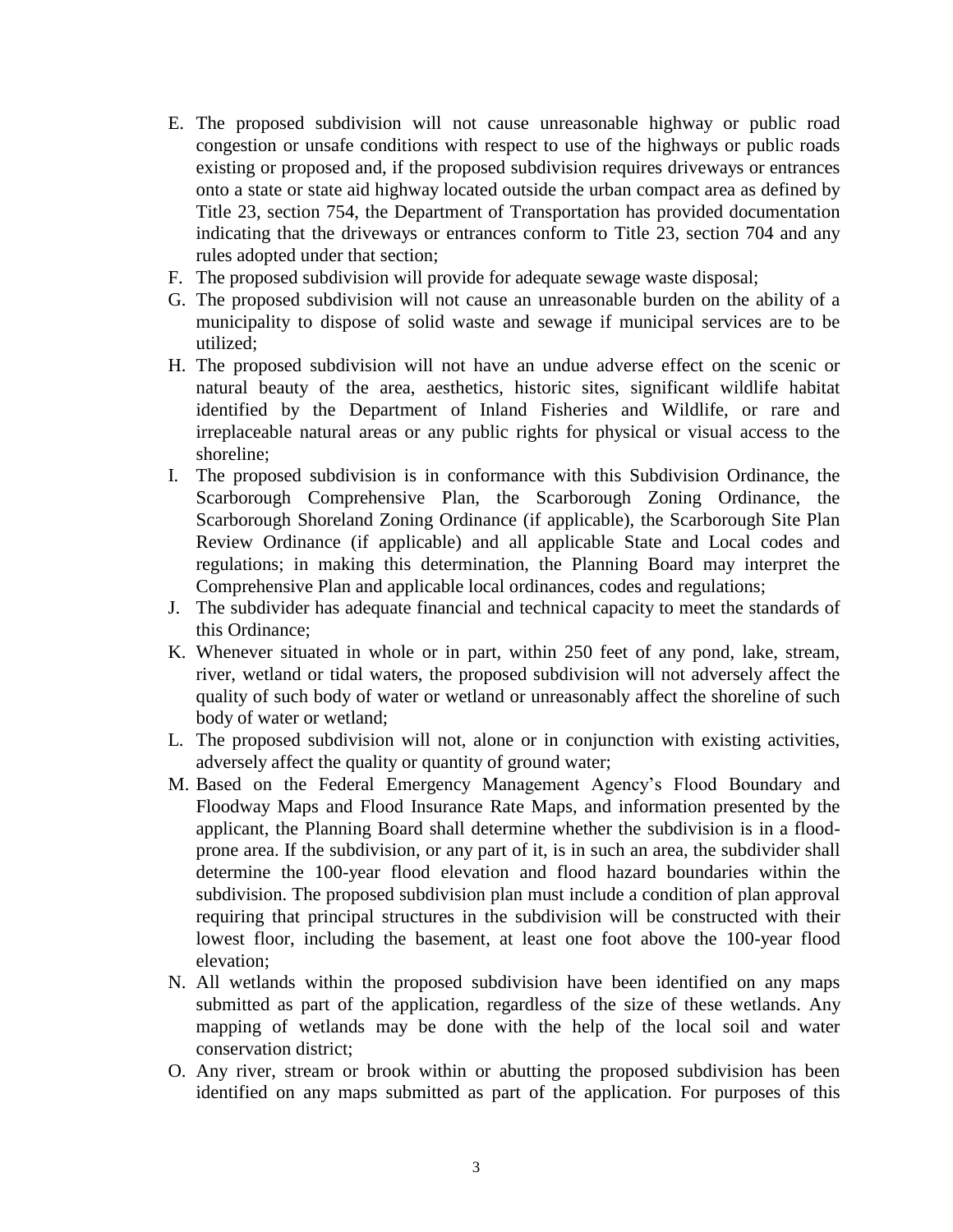E. The proposed subdivision will not cause unreasonable highway or public road congestion or unsafe conditions with respect to use of the highways or public roads existing or proposed and, if the proposed subdivision requires driveways or entrances onto a state or state aid highway located outside the urban compact area as defined by Title 23, section 754, the Department of Transportation has provided documentation indicating that the driveways or entrances conform to Title 23, section 704 and any rules adopted under that section;
F. The proposed subdivision will provide for adequate sewage waste disposal;
G. The proposed subdivision will not cause an unreasonable burden on the ability of a municipality to dispose of solid waste and sewage if municipal services are to be utilized;
H. The proposed subdivision will not have an undue adverse effect on the scenic or natural beauty of the area, aesthetics, historic sites, significant wildlife habitat identified by the Department of Inland Fisheries and Wildlife, or rare and irreplaceable natural areas or any public rights for physical or visual access to the shoreline;
I. The proposed subdivision is in conformance with this Subdivision Ordinance, the Scarborough Comprehensive Plan, the Scarborough Zoning Ordinance, the Scarborough Shoreland Zoning Ordinance (if applicable), the Scarborough Site Plan Review Ordinance (if applicable) and all applicable State and Local codes and regulations; in making this determination, the Planning Board may interpret the Comprehensive Plan and applicable local ordinances, codes and regulations;
J. The subdivider has adequate financial and technical capacity to meet the standards of this Ordinance;
K. Whenever situated in whole or in part, within 250 feet of any pond, lake, stream, river, wetland or tidal waters, the proposed subdivision will not adversely affect the quality of such body of water or wetland or unreasonably affect the shoreline of such body of water or wetland;
L. The proposed subdivision will not, alone or in conjunction with existing activities, adversely affect the quality or quantity of ground water;
M. Based on the Federal Emergency Management Agency's Flood Boundary and Floodway Maps and Flood Insurance Rate Maps, and information presented by the applicant, the Planning Board shall determine whether the subdivision is in a flood-prone area. If the subdivision, or any part of it, is in such an area, the subdivider shall determine the 100-year flood elevation and flood hazard boundaries within the subdivision. The proposed subdivision plan must include a condition of plan approval requiring that principal structures in the subdivision will be constructed with their lowest floor, including the basement, at least one foot above the 100-year flood elevation;
N. All wetlands within the proposed subdivision have been identified on any maps submitted as part of the application, regardless of the size of these wetlands. Any mapping of wetlands may be done with the help of the local soil and water conservation district;
O. Any river, stream or brook within or abutting the proposed subdivision has been identified on any maps submitted as part of the application. For purposes of this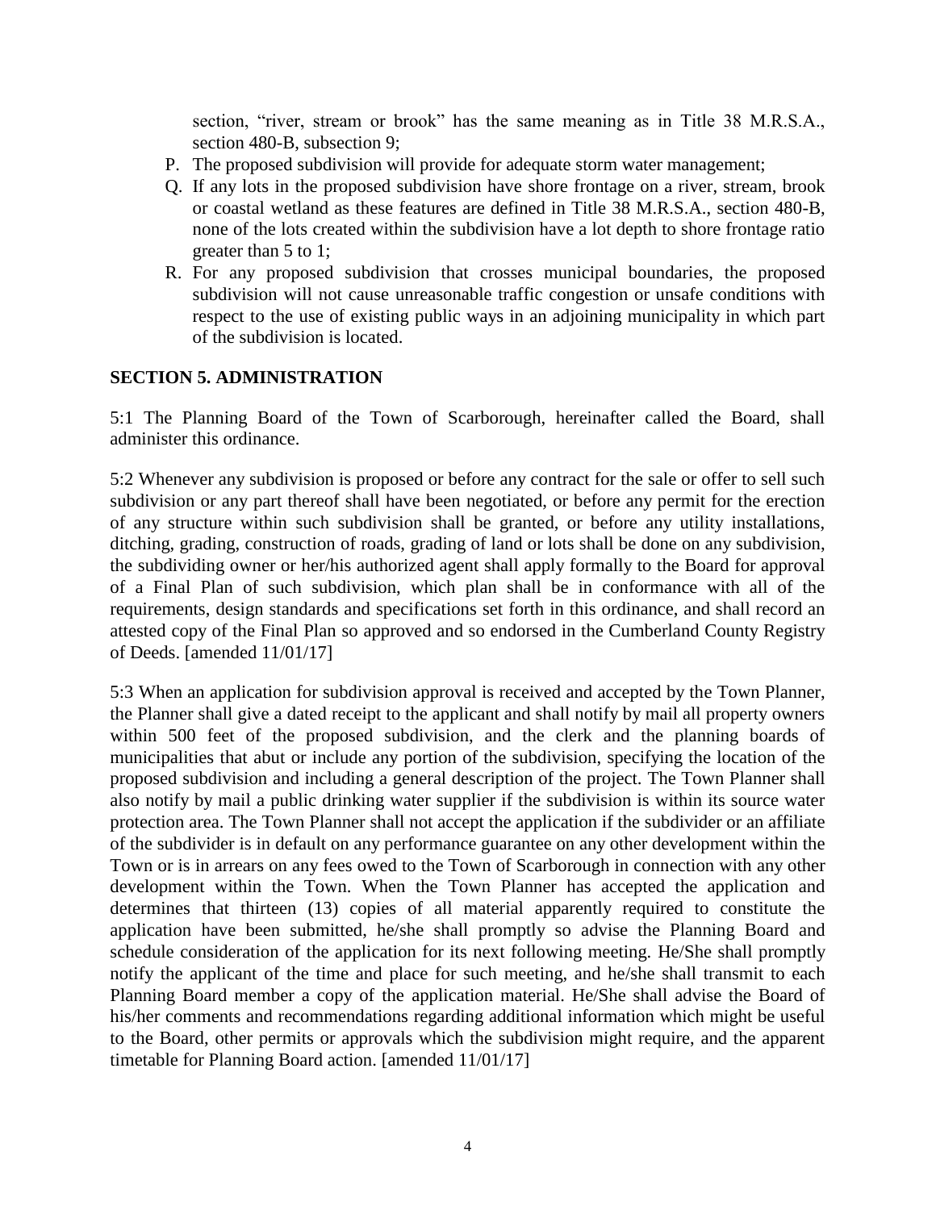section, “river, stream or brook” has the same meaning as in Title 38 M.R.S.A., section 480-B, subsection 9;

P. The proposed subdivision will provide for adequate storm water management;
Q. If any lots in the proposed subdivision have shore frontage on a river, stream, brook or coastal wetland as these features are defined in Title 38 M.R.S.A., section 480-B, none of the lots created within the subdivision have a lot depth to shore frontage ratio greater than 5 to 1;
R. For any proposed subdivision that crosses municipal boundaries, the proposed subdivision will not cause unreasonable traffic congestion or unsafe conditions with respect to the use of existing public ways in an adjoining municipality in which part of the subdivision is located.

## SECTION 5. ADMINISTRATION

5:1 The Planning Board of the Town of Scarborough, hereinafter called the Board, shall administer this ordinance.

5:2 Whenever any subdivision is proposed or before any contract for the sale or offer to sell such subdivision or any part thereof shall have been negotiated, or before any permit for the erection of any structure within such subdivision shall be granted, or before any utility installations, ditching, grading, construction of roads, grading of land or lots shall be done on any subdivision, the subdividing owner or her/his authorized agent shall apply formally to the Board for approval of a Final Plan of such subdivision, which plan shall be in conformance with all of the requirements, design standards and specifications set forth in this ordinance, and shall record an attested copy of the Final Plan so approved and so endorsed in the Cumberland County Registry of Deeds. [amended 11/01/17]

5:3 When an application for subdivision approval is received and accepted by the Town Planner, the Planner shall give a dated receipt to the applicant and shall notify by mail all property owners within 500 feet of the proposed subdivision, and the clerk and the planning boards of municipalities that abut or include any portion of the subdivision, specifying the location of the proposed subdivision and including a general description of the project. The Town Planner shall also notify by mail a public drinking water supplier if the subdivision is within its source water protection area. The Town Planner shall not accept the application if the subdivider or an affiliate of the subdivider is in default on any performance guarantee on any other development within the Town or is in arrears on any fees owed to the Town of Scarborough in connection with any other development within the Town. When the Town Planner has accepted the application and determines that thirteen (13) copies of all material apparently required to constitute the application have been submitted, he/she shall promptly so advise the Planning Board and schedule consideration of the application for its next following meeting. He/She shall promptly notify the applicant of the time and place for such meeting, and he/she shall transmit to each Planning Board member a copy of the application material. He/She shall advise the Board of his/her comments and recommendations regarding additional information which might be useful to the Board, other permits or approvals which the subdivision might require, and the apparent timetable for Planning Board action. [amended 11/01/17]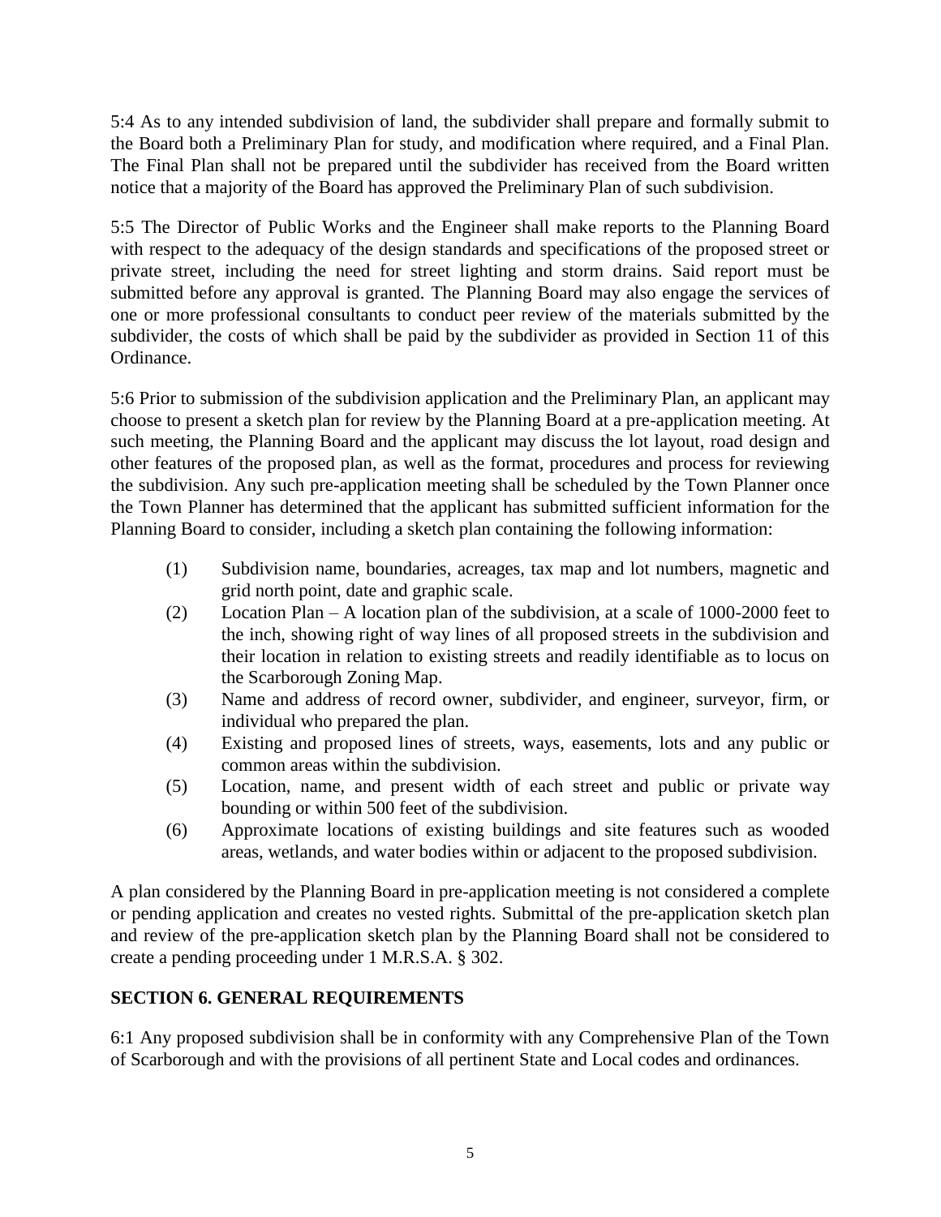5:4 As to any intended subdivision of land, the subdivider shall prepare and formally submit to the Board both a Preliminary Plan for study, and modification where required, and a Final Plan. The Final Plan shall not be prepared until the subdivider has received from the Board written notice that a majority of the Board has approved the Preliminary Plan of such subdivision.

5:5 The Director of Public Works and the Engineer shall make reports to the Planning Board with respect to the adequacy of the design standards and specifications of the proposed street or private street, including the need for street lighting and storm drains. Said report must be submitted before any approval is granted. The Planning Board may also engage the services of one or more professional consultants to conduct peer review of the materials submitted by the subdivider, the costs of which shall be paid by the subdivider as provided in Section 11 of this Ordinance.

5:6 Prior to submission of the subdivision application and the Preliminary Plan, an applicant may choose to present a sketch plan for review by the Planning Board at a pre-application meeting. At such meeting, the Planning Board and the applicant may discuss the lot layout, road design and other features of the proposed plan, as well as the format, procedures and process for reviewing the subdivision. Any such pre-application meeting shall be scheduled by the Town Planner once the Town Planner has determined that the applicant has submitted sufficient information for the Planning Board to consider, including a sketch plan containing the following information:

(1) Subdivision name, boundaries, acreages, tax map and lot numbers, magnetic and grid north point, date and graphic scale.

(2) Location Plan – A location plan of the subdivision, at a scale of 1000-2000 feet to the inch, showing right of way lines of all proposed streets in the subdivision and their location in relation to existing streets and readily identifiable as to locus on the Scarborough Zoning Map.

(3) Name and address of record owner, subdivider, and engineer, surveyor, firm, or individual who prepared the plan.

(4) Existing and proposed lines of streets, ways, easements, lots and any public or common areas within the subdivision.

(5) Location, name, and present width of each street and public or private way bounding or within 500 feet of the subdivision.

(6) Approximate locations of existing buildings and site features such as wooded areas, wetlands, and water bodies within or adjacent to the proposed subdivision.

A plan considered by the Planning Board in pre-application meeting is not considered a complete or pending application and creates no vested rights. Submittal of the pre-application sketch plan and review of the pre-application sketch plan by the Planning Board shall not be considered to create a pending proceeding under 1 M.R.S.A. § 302.

## SECTION 6. GENERAL REQUIREMENTS

6:1 Any proposed subdivision shall be in conformity with any Comprehensive Plan of the Town of Scarborough and with the provisions of all pertinent State and Local codes and ordinances.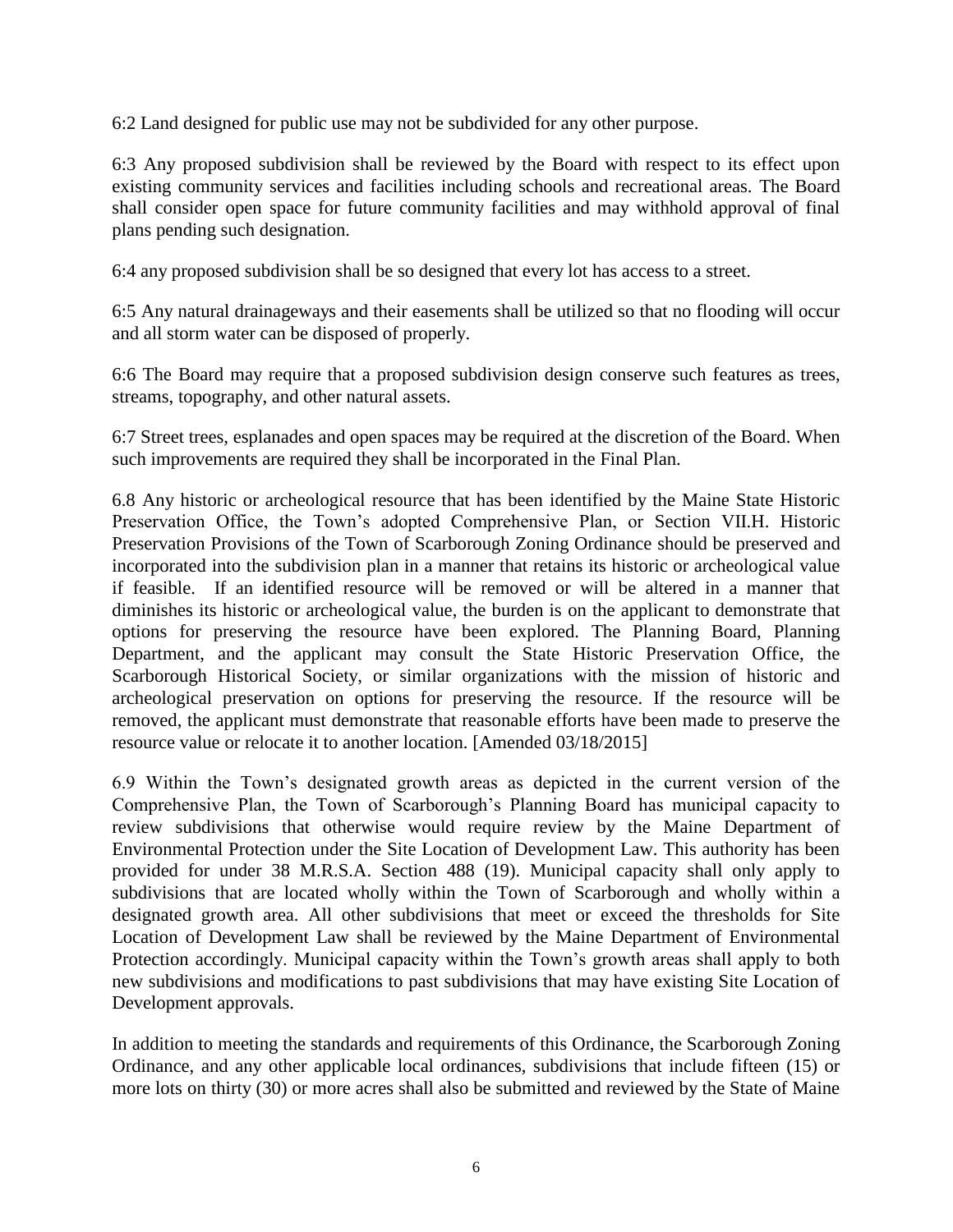6:2 Land designed for public use may not be subdivided for any other purpose.

6:3 Any proposed subdivision shall be reviewed by the Board with respect to its effect upon existing community services and facilities including schools and recreational areas. The Board shall consider open space for future community facilities and may withhold approval of final plans pending such designation.

6:4 any proposed subdivision shall be so designed that every lot has access to a street.

6:5 Any natural drainageways and their easements shall be utilized so that no flooding will occur and all storm water can be disposed of properly.

6:6 The Board may require that a proposed subdivision design conserve such features as trees, streams, topography, and other natural assets.

6:7 Street trees, esplanades and open spaces may be required at the discretion of the Board. When such improvements are required they shall be incorporated in the Final Plan.

6.8 Any historic or archeological resource that has been identified by the Maine State Historic Preservation Office, the Town's adopted Comprehensive Plan, or Section VII.H. Historic Preservation Provisions of the Town of Scarborough Zoning Ordinance should be preserved and incorporated into the subdivision plan in a manner that retains its historic or archeological value if feasible. If an identified resource will be removed or will be altered in a manner that diminishes its historic or archeological value, the burden is on the applicant to demonstrate that options for preserving the resource have been explored. The Planning Board, Planning Department, and the applicant may consult the State Historic Preservation Office, the Scarborough Historical Society, or similar organizations with the mission of historic and archeological preservation on options for preserving the resource. If the resource will be removed, the applicant must demonstrate that reasonable efforts have been made to preserve the resource value or relocate it to another location. [Amended 03/18/2015]

6.9 Within the Town's designated growth areas as depicted in the current version of the Comprehensive Plan, the Town of Scarborough's Planning Board has municipal capacity to review subdivisions that otherwise would require review by the Maine Department of Environmental Protection under the Site Location of Development Law. This authority has been provided for under 38 M.R.S.A. Section 488 (19). Municipal capacity shall only apply to subdivisions that are located wholly within the Town of Scarborough and wholly within a designated growth area. All other subdivisions that meet or exceed the thresholds for Site Location of Development Law shall be reviewed by the Maine Department of Environmental Protection accordingly. Municipal capacity within the Town's growth areas shall apply to both new subdivisions and modifications to past subdivisions that may have existing Site Location of Development approvals.

In addition to meeting the standards and requirements of this Ordinance, the Scarborough Zoning Ordinance, and any other applicable local ordinances, subdivisions that include fifteen (15) or more lots on thirty (30) or more acres shall also be submitted and reviewed by the State of Maine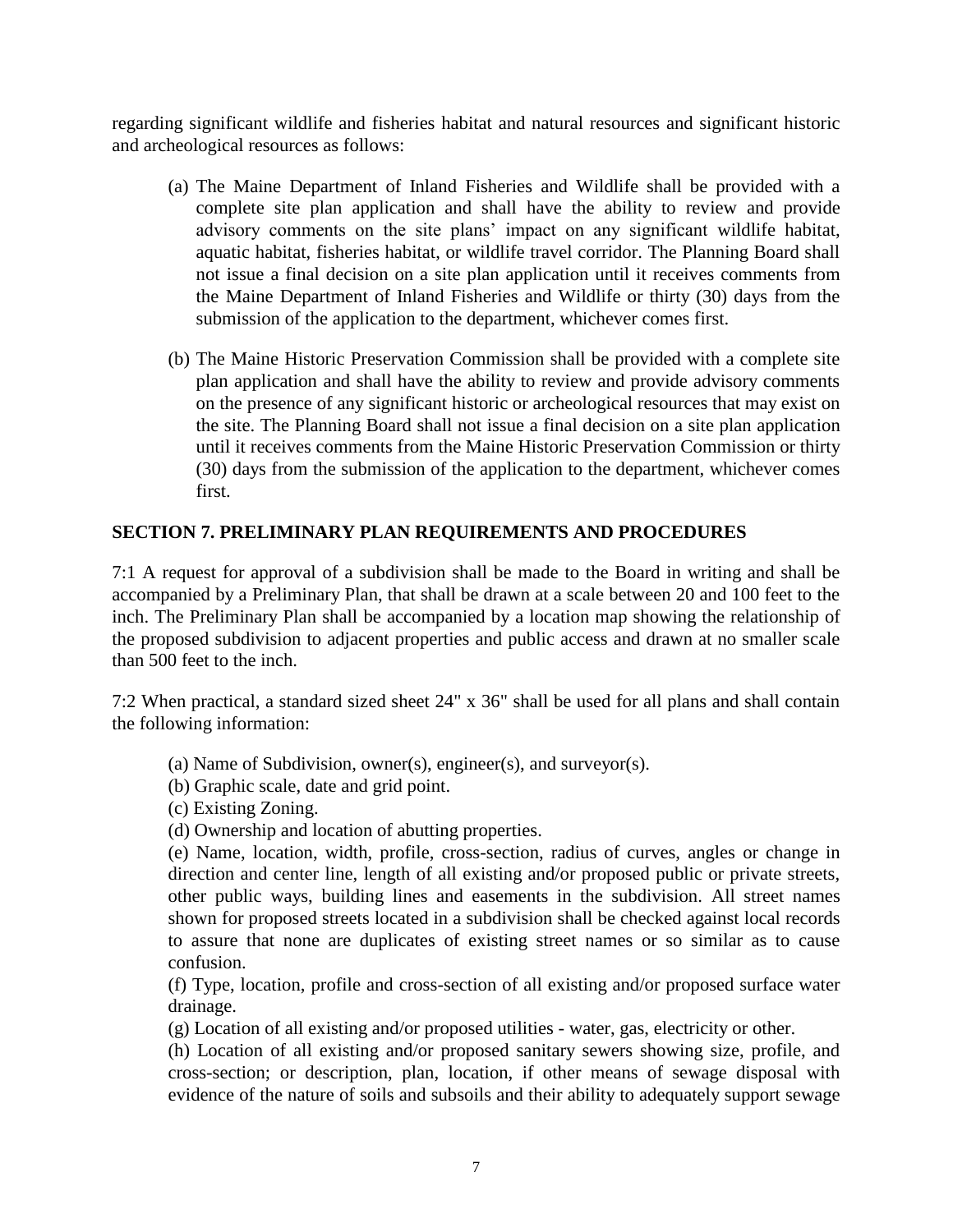regarding significant wildlife and fisheries habitat and natural resources and significant historic and archeological resources as follows:

(a) The Maine Department of Inland Fisheries and Wildlife shall be provided with a complete site plan application and shall have the ability to review and provide advisory comments on the site plans' impact on any significant wildlife habitat, aquatic habitat, fisheries habitat, or wildlife travel corridor. The Planning Board shall not issue a final decision on a site plan application until it receives comments from the Maine Department of Inland Fisheries and Wildlife or thirty (30) days from the submission of the application to the department, whichever comes first.

(b) The Maine Historic Preservation Commission shall be provided with a complete site plan application and shall have the ability to review and provide advisory comments on the presence of any significant historic or archeological resources that may exist on the site. The Planning Board shall not issue a final decision on a site plan application until it receives comments from the Maine Historic Preservation Commission or thirty (30) days from the submission of the application to the department, whichever comes first.

## SECTION 7. PRELIMINARY PLAN REQUIREMENTS AND PROCEDURES

7:1 A request for approval of a subdivision shall be made to the Board in writing and shall be accompanied by a Preliminary Plan, that shall be drawn at a scale between 20 and 100 feet to the inch. The Preliminary Plan shall be accompanied by a location map showing the relationship of the proposed subdivision to adjacent properties and public access and drawn at no smaller scale than 500 feet to the inch.

7:2 When practical, a standard sized sheet 24" x 36" shall be used for all plans and shall contain the following information:

(a) Name of Subdivision, owner(s), engineer(s), and surveyor(s).
(b) Graphic scale, date and grid point.
(c) Existing Zoning.
(d) Ownership and location of abutting properties.
(e) Name, location, width, profile, cross-section, radius of curves, angles or change in direction and center line, length of all existing and/or proposed public or private streets, other public ways, building lines and easements in the subdivision. All street names shown for proposed streets located in a subdivision shall be checked against local records to assure that none are duplicates of existing street names or so similar as to cause confusion.
(f) Type, location, profile and cross-section of all existing and/or proposed surface water drainage.
(g) Location of all existing and/or proposed utilities - water, gas, electricity or other.
(h) Location of all existing and/or proposed sanitary sewers showing size, profile, and cross-section; or description, plan, location, if other means of sewage disposal with evidence of the nature of soils and subsoils and their ability to adequately support sewage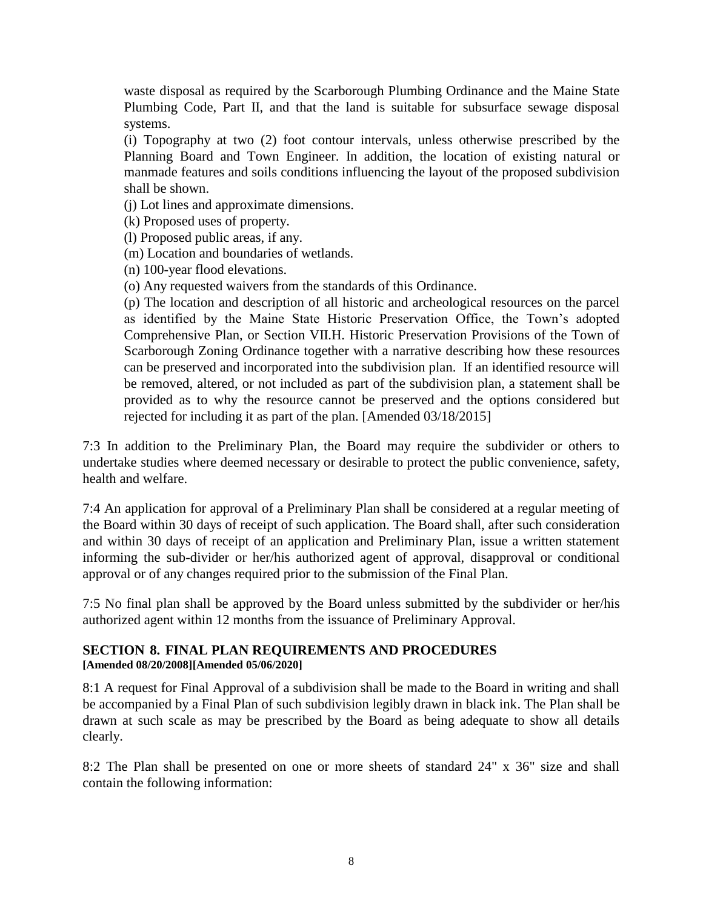waste disposal as required by the Scarborough Plumbing Ordinance and the Maine State Plumbing Code, Part II, and that the land is suitable for subsurface sewage disposal systems.

(i) Topography at two (2) foot contour intervals, unless otherwise prescribed by the Planning Board and Town Engineer. In addition, the location of existing natural or manmade features and soils conditions influencing the layout of the proposed subdivision shall be shown.

(j) Lot lines and approximate dimensions.

(k) Proposed uses of property.

(l) Proposed public areas, if any.

(m) Location and boundaries of wetlands.

(n) 100-year flood elevations.

(o) Any requested waivers from the standards of this Ordinance.

(p) The location and description of all historic and archeological resources on the parcel as identified by the Maine State Historic Preservation Office, the Town's adopted Comprehensive Plan, or Section VII.H. Historic Preservation Provisions of the Town of Scarborough Zoning Ordinance together with a narrative describing how these resources can be preserved and incorporated into the subdivision plan. If an identified resource will be removed, altered, or not included as part of the subdivision plan, a statement shall be provided as to why the resource cannot be preserved and the options considered but rejected for including it as part of the plan. [Amended 03/18/2015]

7:3 In addition to the Preliminary Plan, the Board may require the subdivider or others to undertake studies where deemed necessary or desirable to protect the public convenience, safety, health and welfare.

7:4 An application for approval of a Preliminary Plan shall be considered at a regular meeting of the Board within 30 days of receipt of such application. The Board shall, after such consideration and within 30 days of receipt of an application and Preliminary Plan, issue a written statement informing the sub-divider or her/his authorized agent of approval, disapproval or conditional approval or of any changes required prior to the submission of the Final Plan.

7:5 No final plan shall be approved by the Board unless submitted by the subdivider or her/his authorized agent within 12 months from the issuance of Preliminary Approval.

## SECTION 8. FINAL PLAN REQUIREMENTS AND PROCEDURES

**[Amended 08/20/2008][Amended 05/06/2020]**

8:1 A request for Final Approval of a subdivision shall be made to the Board in writing and shall be accompanied by a Final Plan of such subdivision legibly drawn in black ink. The Plan shall be drawn at such scale as may be prescribed by the Board as being adequate to show all details clearly.

8:2 The Plan shall be presented on one or more sheets of standard 24" x 36" size and shall contain the following information: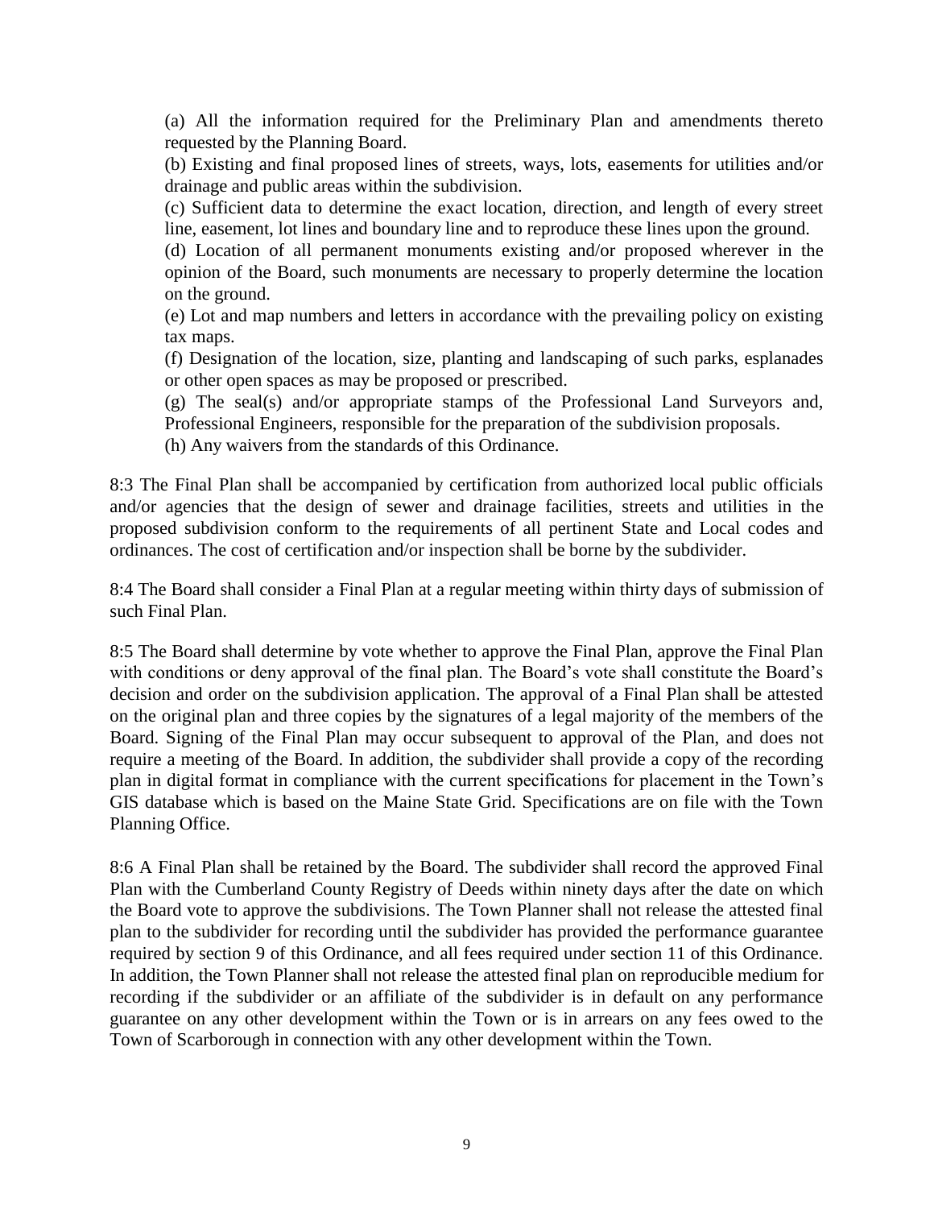(a) All the information required for the Preliminary Plan and amendments thereto requested by the Planning Board.

(b) Existing and final proposed lines of streets, ways, lots, easements for utilities and/or drainage and public areas within the subdivision.

(c) Sufficient data to determine the exact location, direction, and length of every street line, easement, lot lines and boundary line and to reproduce these lines upon the ground.

(d) Location of all permanent monuments existing and/or proposed wherever in the opinion of the Board, such monuments are necessary to properly determine the location on the ground.

(e) Lot and map numbers and letters in accordance with the prevailing policy on existing tax maps.

(f) Designation of the location, size, planting and landscaping of such parks, esplanades or other open spaces as may be proposed or prescribed.

(g) The seal(s) and/or appropriate stamps of the Professional Land Surveyors and, Professional Engineers, responsible for the preparation of the subdivision proposals.

(h) Any waivers from the standards of this Ordinance.

8:3 The Final Plan shall be accompanied by certification from authorized local public officials and/or agencies that the design of sewer and drainage facilities, streets and utilities in the proposed subdivision conform to the requirements of all pertinent State and Local codes and ordinances. The cost of certification and/or inspection shall be borne by the subdivider.

8:4 The Board shall consider a Final Plan at a regular meeting within thirty days of submission of such Final Plan.

8:5 The Board shall determine by vote whether to approve the Final Plan, approve the Final Plan with conditions or deny approval of the final plan. The Board's vote shall constitute the Board's decision and order on the subdivision application. The approval of a Final Plan shall be attested on the original plan and three copies by the signatures of a legal majority of the members of the Board. Signing of the Final Plan may occur subsequent to approval of the Plan, and does not require a meeting of the Board. In addition, the subdivider shall provide a copy of the recording plan in digital format in compliance with the current specifications for placement in the Town's GIS database which is based on the Maine State Grid. Specifications are on file with the Town Planning Office.

8:6 A Final Plan shall be retained by the Board. The subdivider shall record the approved Final Plan with the Cumberland County Registry of Deeds within ninety days after the date on which the Board vote to approve the subdivisions. The Town Planner shall not release the attested final plan to the subdivider for recording until the subdivider has provided the performance guarantee required by section 9 of this Ordinance, and all fees required under section 11 of this Ordinance. In addition, the Town Planner shall not release the attested final plan on reproducible medium for recording if the subdivider or an affiliate of the subdivider is in default on any performance guarantee on any other development within the Town or is in arrears on any fees owed to the Town of Scarborough in connection with any other development within the Town.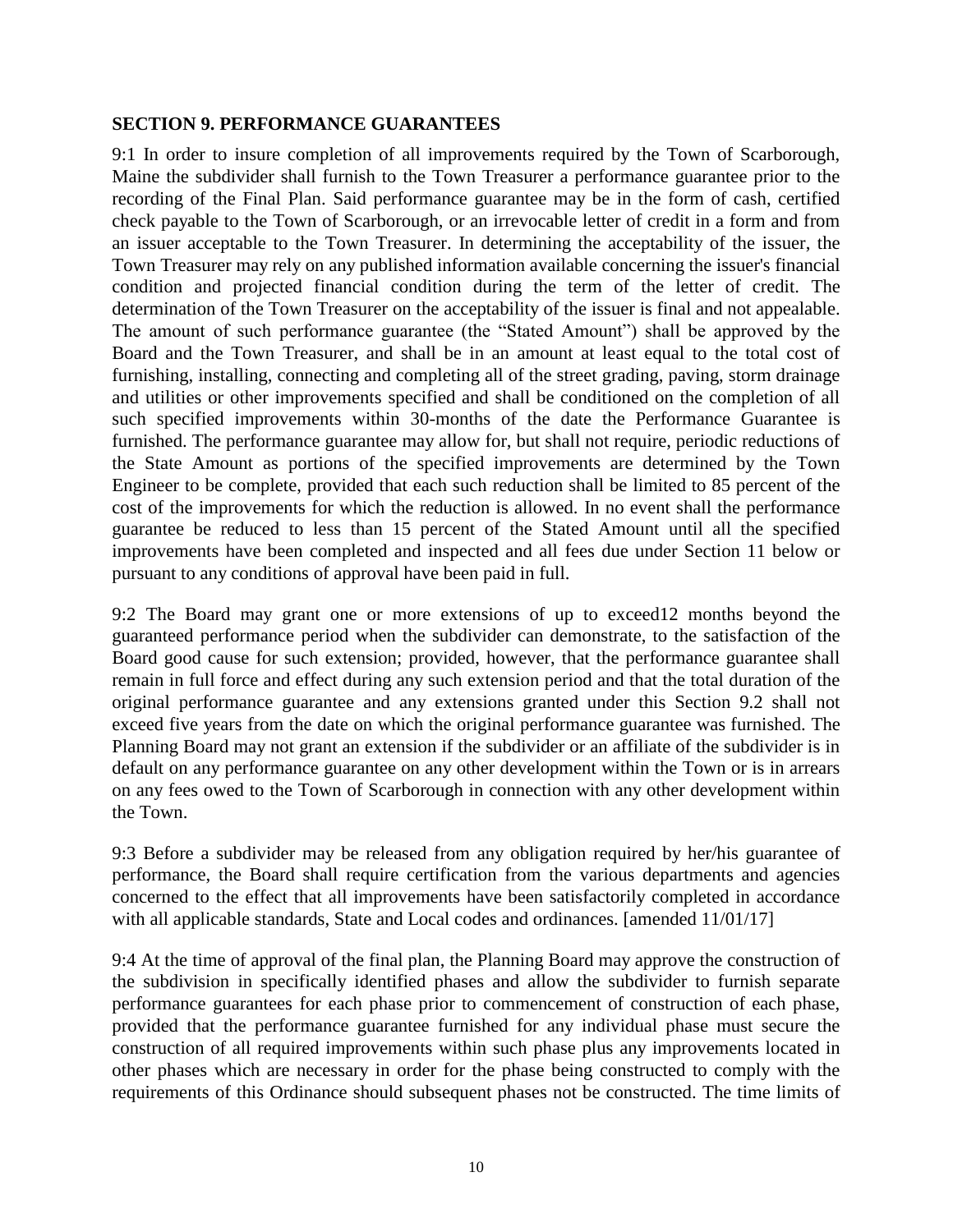**SECTION 9. PERFORMANCE GUARANTEES**

9:1 In order to insure completion of all improvements required by the Town of Scarborough, Maine the subdivider shall furnish to the Town Treasurer a performance guarantee prior to the recording of the Final Plan. Said performance guarantee may be in the form of cash, certified check payable to the Town of Scarborough, or an irrevocable letter of credit in a form and from an issuer acceptable to the Town Treasurer. In determining the acceptability of the issuer, the Town Treasurer may rely on any published information available concerning the issuer's financial condition and projected financial condition during the term of the letter of credit. The determination of the Town Treasurer on the acceptability of the issuer is final and not appealable. The amount of such performance guarantee (the "Stated Amount") shall be approved by the Board and the Town Treasurer, and shall be in an amount at least equal to the total cost of furnishing, installing, connecting and completing all of the street grading, paving, storm drainage and utilities or other improvements specified and shall be conditioned on the completion of all such specified improvements within 30-months of the date the Performance Guarantee is furnished. The performance guarantee may allow for, but shall not require, periodic reductions of the State Amount as portions of the specified improvements are determined by the Town Engineer to be complete, provided that each such reduction shall be limited to 85 percent of the cost of the improvements for which the reduction is allowed. In no event shall the performance guarantee be reduced to less than 15 percent of the Stated Amount until all the specified improvements have been completed and inspected and all fees due under Section 11 below or pursuant to any conditions of approval have been paid in full.

9:2 The Board may grant one or more extensions of up to exceed12 months beyond the guaranteed performance period when the subdivider can demonstrate, to the satisfaction of the Board good cause for such extension; provided, however, that the performance guarantee shall remain in full force and effect during any such extension period and that the total duration of the original performance guarantee and any extensions granted under this Section 9.2 shall not exceed five years from the date on which the original performance guarantee was furnished. The Planning Board may not grant an extension if the subdivider or an affiliate of the subdivider is in default on any performance guarantee on any other development within the Town or is in arrears on any fees owed to the Town of Scarborough in connection with any other development within the Town.

9:3 Before a subdivider may be released from any obligation required by her/his guarantee of performance, the Board shall require certification from the various departments and agencies concerned to the effect that all improvements have been satisfactorily completed in accordance with all applicable standards, State and Local codes and ordinances. [amended 11/01/17]

9:4 At the time of approval of the final plan, the Planning Board may approve the construction of the subdivision in specifically identified phases and allow the subdivider to furnish separate performance guarantees for each phase prior to commencement of construction of each phase, provided that the performance guarantee furnished for any individual phase must secure the construction of all required improvements within such phase plus any improvements located in other phases which are necessary in order for the phase being constructed to comply with the requirements of this Ordinance should subsequent phases not be constructed. The time limits of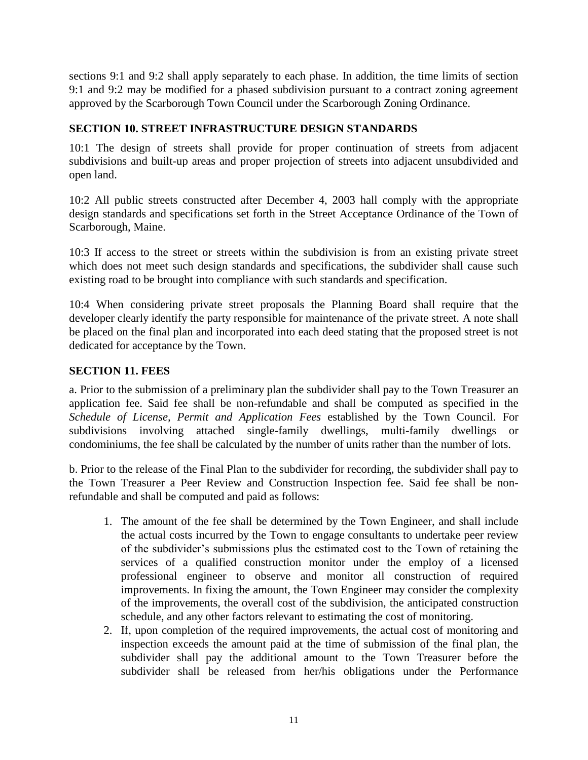sections 9:1 and 9:2 shall apply separately to each phase. In addition, the time limits of section 9:1 and 9:2 may be modified for a phased subdivision pursuant to a contract zoning agreement approved by the Scarborough Town Council under the Scarborough Zoning Ordinance.

## SECTION 10. STREET INFRASTRUCTURE DESIGN STANDARDS

10:1 The design of streets shall provide for proper continuation of streets from adjacent subdivisions and built-up areas and proper projection of streets into adjacent unsubdivided and open land.

10:2 All public streets constructed after December 4, 2003 hall comply with the appropriate design standards and specifications set forth in the Street Acceptance Ordinance of the Town of Scarborough, Maine.

10:3 If access to the street or streets within the subdivision is from an existing private street which does not meet such design standards and specifications, the subdivider shall cause such existing road to be brought into compliance with such standards and specification.

10:4 When considering private street proposals the Planning Board shall require that the developer clearly identify the party responsible for maintenance of the private street. A note shall be placed on the final plan and incorporated into each deed stating that the proposed street is not dedicated for acceptance by the Town.

## SECTION 11. FEES

a. Prior to the submission of a preliminary plan the subdivider shall pay to the Town Treasurer an application fee. Said fee shall be non-refundable and shall be computed as specified in the *Schedule of License, Permit and Application Fees* established by the Town Council. For subdivisions involving attached single-family dwellings, multi-family dwellings or condominiums, the fee shall be calculated by the number of units rather than the number of lots.

b. Prior to the release of the Final Plan to the subdivider for recording, the subdivider shall pay to the Town Treasurer a Peer Review and Construction Inspection fee. Said fee shall be non-refundable and shall be computed and paid as follows:

1. The amount of the fee shall be determined by the Town Engineer, and shall include the actual costs incurred by the Town to engage consultants to undertake peer review of the subdivider's submissions plus the estimated cost to the Town of retaining the services of a qualified construction monitor under the employ of a licensed professional engineer to observe and monitor all construction of required improvements. In fixing the amount, the Town Engineer may consider the complexity of the improvements, the overall cost of the subdivision, the anticipated construction schedule, and any other factors relevant to estimating the cost of monitoring.
2. If, upon completion of the required improvements, the actual cost of monitoring and inspection exceeds the amount paid at the time of submission of the final plan, the subdivider shall pay the additional amount to the Town Treasurer before the subdivider shall be released from her/his obligations under the Performance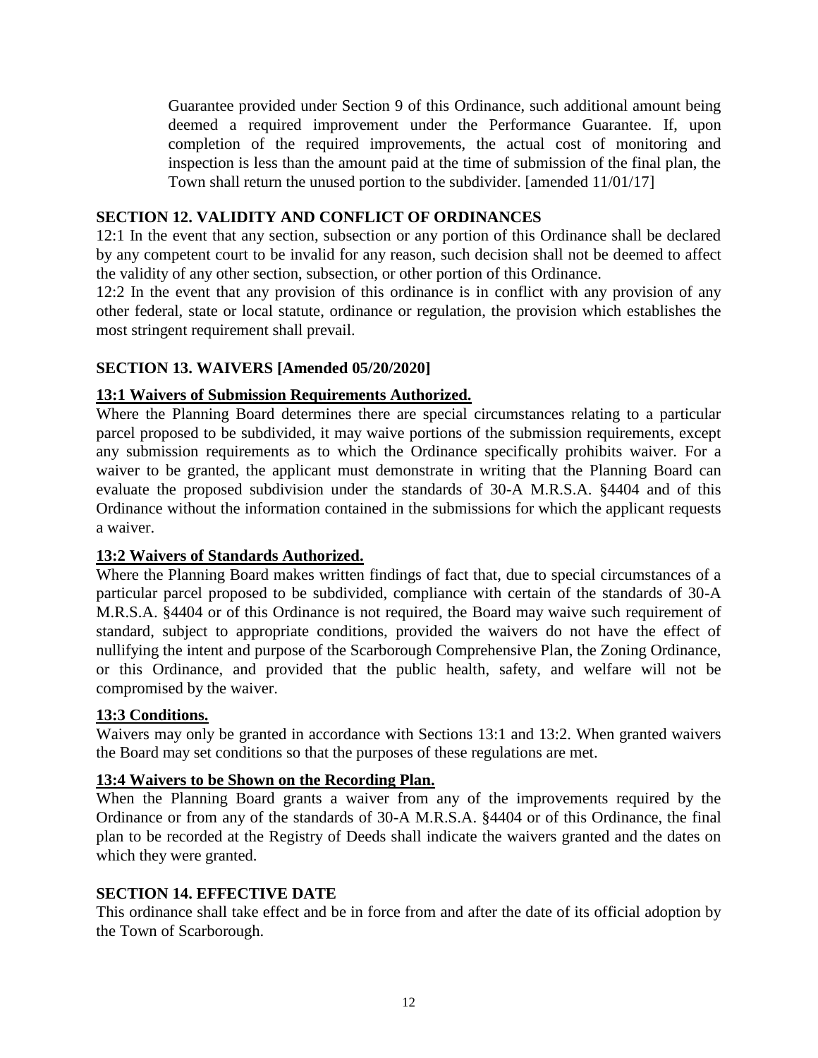Guarantee provided under Section 9 of this Ordinance, such additional amount being deemed a required improvement under the Performance Guarantee. If, upon completion of the required improvements, the actual cost of monitoring and inspection is less than the amount paid at the time of submission of the final plan, the Town shall return the unused portion to the subdivider. [amended 11/01/17]

## SECTION 12. VALIDITY AND CONFLICT OF ORDINANCES

12:1 In the event that any section, subsection or any portion of this Ordinance shall be declared by any competent court to be invalid for any reason, such decision shall not be deemed to affect the validity of any other section, subsection, or other portion of this Ordinance.

12:2 In the event that any provision of this ordinance is in conflict with any provision of any other federal, state or local statute, ordinance or regulation, the provision which establishes the most stringent requirement shall prevail.

## SECTION 13. WAIVERS [Amended 05/20/2020]

### 13:1 Waivers of Submission Requirements Authorized.

Where the Planning Board determines there are special circumstances relating to a particular parcel proposed to be subdivided, it may waive portions of the submission requirements, except any submission requirements as to which the Ordinance specifically prohibits waiver. For a waiver to be granted, the applicant must demonstrate in writing that the Planning Board can evaluate the proposed subdivision under the standards of 30-A M.R.S.A. §4404 and of this Ordinance without the information contained in the submissions for which the applicant requests a waiver.

### 13:2 Waivers of Standards Authorized.

Where the Planning Board makes written findings of fact that, due to special circumstances of a particular parcel proposed to be subdivided, compliance with certain of the standards of 30-A M.R.S.A. §4404 or of this Ordinance is not required, the Board may waive such requirement of standard, subject to appropriate conditions, provided the waivers do not have the effect of nullifying the intent and purpose of the Scarborough Comprehensive Plan, the Zoning Ordinance, or this Ordinance, and provided that the public health, safety, and welfare will not be compromised by the waiver.

### 13:3 Conditions.

Waivers may only be granted in accordance with Sections 13:1 and 13:2. When granted waivers the Board may set conditions so that the purposes of these regulations are met.

### 13:4 Waivers to be Shown on the Recording Plan.

When the Planning Board grants a waiver from any of the improvements required by the Ordinance or from any of the standards of 30-A M.R.S.A. §4404 or of this Ordinance, the final plan to be recorded at the Registry of Deeds shall indicate the waivers granted and the dates on which they were granted.

## SECTION 14. EFFECTIVE DATE

This ordinance shall take effect and be in force from and after the date of its official adoption by the Town of Scarborough.